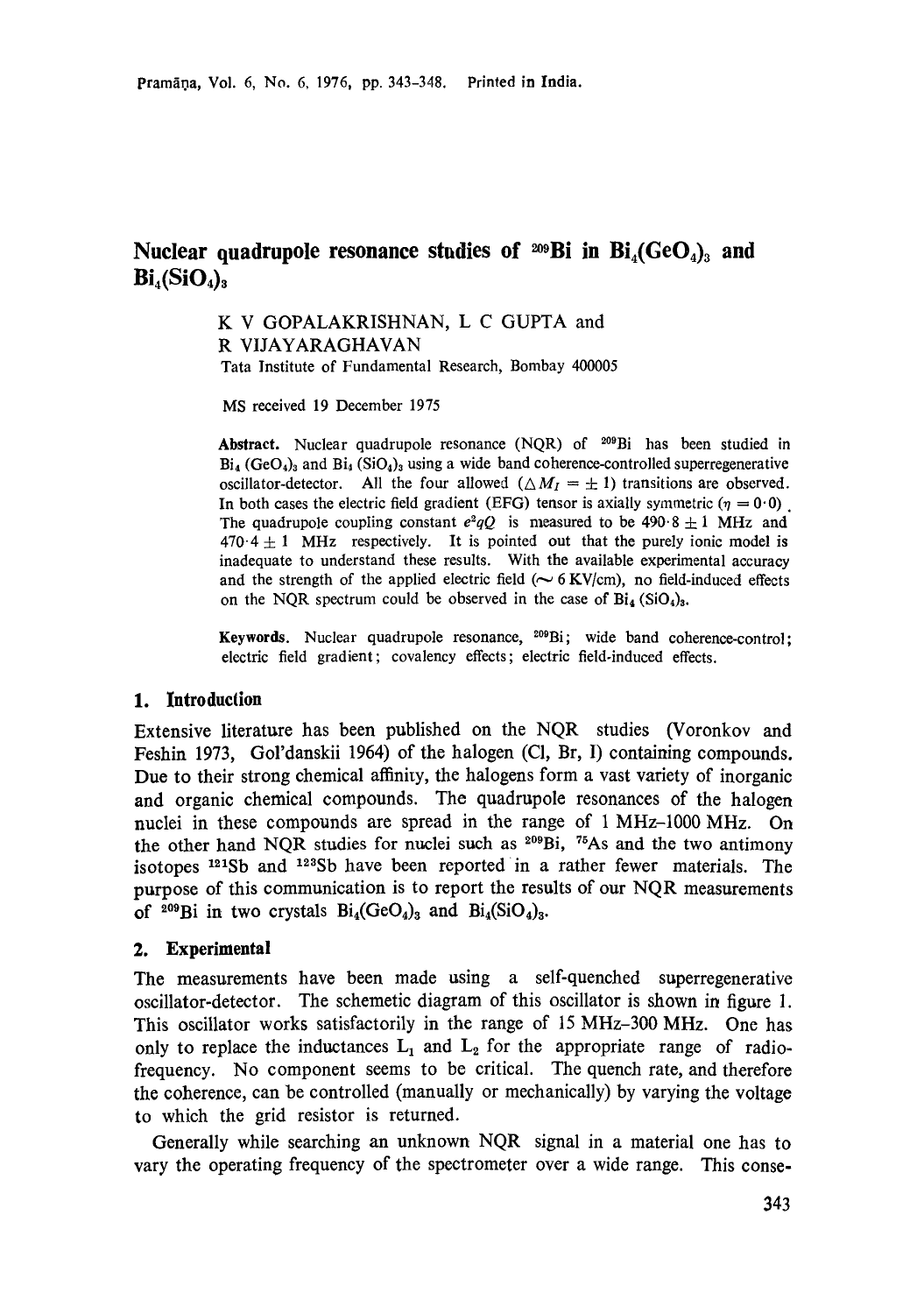# Nuclear quadrupole resonance studies of $^{209}$Bi in $Bi_4(GeO_4)_3$ and $Bi_4(SiO_4)_3$

K V GOPALAKRISHNAN, L C GUPTA and R VIJAYARAGHAVAN

Tata Institute of Fundamental Research, Bombay 400005

MS received 19 December 1975

**Abstract.** Nuclear quadrupole resonance (NQR) of $^{209}$Bi has been studied in $Bi_4(GeO_4)_3$ and $Bi_4(SiO_4)_3$ using a wide band coherence-controlled superregenerative oscillator-detector. All the four allowed ($\triangle M_I = \pm 1$) transitions are observed. In both cases the electric field gradient (EFG) tensor is axially symmetric ($\eta = 0{\cdot}0$). The quadrupole coupling constant $e^2qQ$ is measured to be $490{\cdot}8 \pm 1$ MHz and $470{\cdot}4 \pm 1$ MHz respectively. It is pointed out that the purely ionic model is inadequate to understand these results. With the available experimental accuracy and the strength of the applied electric field ($\sim 6$ KV/cm), no field-induced effects on the NQR spectrum could be observed in the case of $Bi_4(SiO_4)_3$.

**Keywords.** Nuclear quadrupole resonance, $^{209}$Bi; wide band coherence-control; electric field gradient; covalency effects; electric field-induced effects.

## 1. Introduction

Extensive literature has been published on the NQR studies (Voronkov and Feshin 1973, Gol'danskii 1964) of the halogen (Cl, Br, I) containing compounds. Due to their strong chemical affinity, the halogens form a vast variety of inorganic and organic chemical compounds. The quadrupole resonances of the halogen nuclei in these compounds are spread in the range of 1 MHz–1000 MHz. On the other hand NQR studies for nuclei such as $^{209}$Bi, $^{75}$As and the two antimony isotopes $^{121}$Sb and $^{123}$Sb have been reported in a rather fewer materials. The purpose of this communication is to report the results of our NQR measurements of $^{209}$Bi in two crystals $Bi_4(GeO_4)_3$ and $Bi_4(SiO_4)_3$.

## 2. Experimental

The measurements have been made using a self-quenched superregenerative oscillator-detector. The schemetic diagram of this oscillator is shown in figure 1. This oscillator works satisfactorily in the range of 15 MHz–300 MHz. One has only to replace the inductances $L_1$ and $L_2$ for the appropriate range of radio-frequency. No component seems to be critical. The quench rate, and therefore the coherence, can be controlled (manually or mechanically) by varying the voltage to which the grid resistor is returned.

Generally while searching an unknown NQR signal in a material one has to vary the operating frequency of the spectrometer over a wide range. This conse-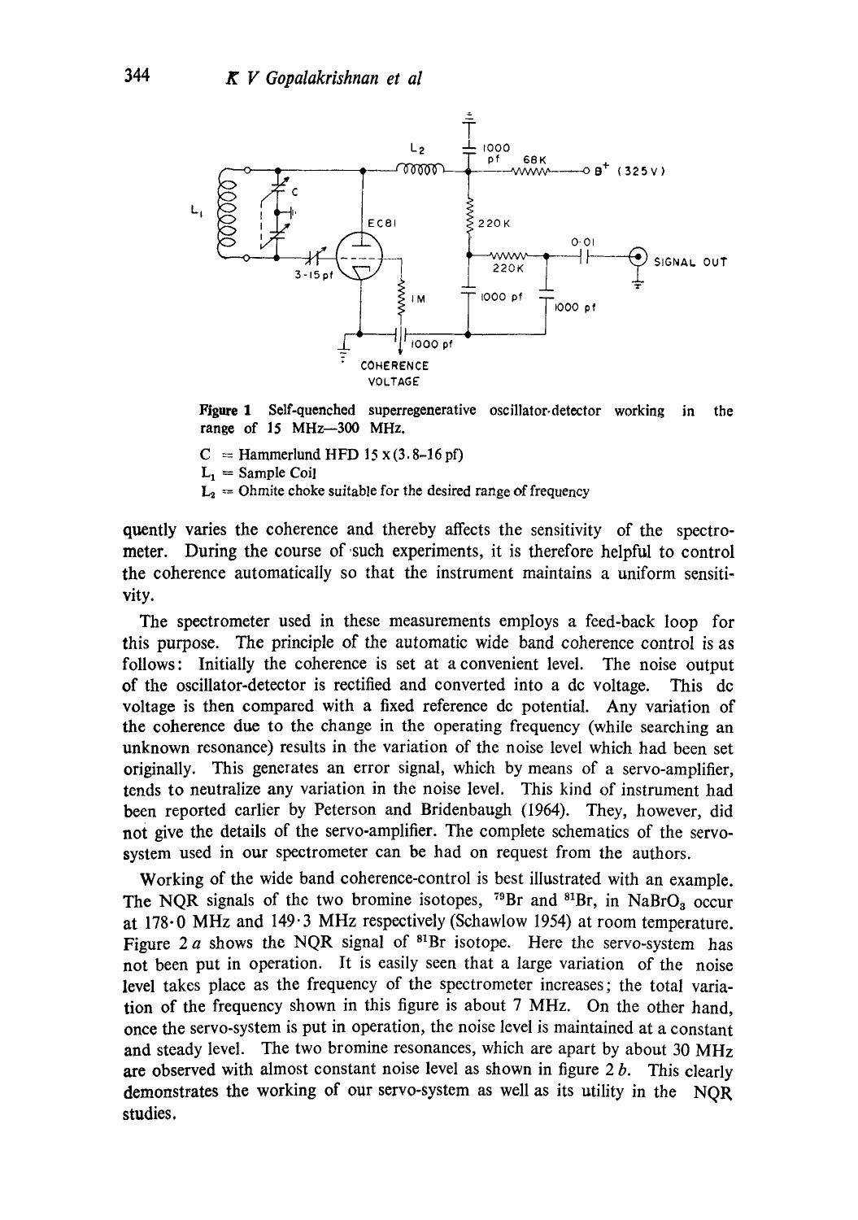**Figure 1** Self-quenched superregenerative oscillator-detector working in the range of 15 MHz—300 MHz.

C = Hammerlund HFD 15 x (3.8–16 pf)
$L_1$ = Sample Coil
$L_2$ = Ohmite choke suitable for the desired range of frequency

quently varies the coherence and thereby affects the sensitivity of the spectrometer. During the course of such experiments, it is therefore helpful to control the coherence automatically so that the instrument maintains a uniform sensitivity.

The spectrometer used in these measurements employs a feed-back loop for this purpose. The principle of the automatic wide band coherence control is as follows: Initially the coherence is set at a convenient level. The noise output of the oscillator-detector is rectified and converted into a dc voltage. This dc voltage is then compared with a fixed reference dc potential. Any variation of the coherence due to the change in the operating frequency (while searching an unknown resonance) results in the variation of the noise level which had been set originally. This generates an error signal, which by means of a servo-amplifier, tends to neutralize any variation in the noise level. This kind of instrument had been reported earlier by Peterson and Bridenbaugh (1964). They, however, did not give the details of the servo-amplifier. The complete schematics of the servo-system used in our spectrometer can be had on request from the authors.

Working of the wide band coherence-control is best illustrated with an example. The NQR signals of the two bromine isotopes, $^{79}Br$ and $^{81}Br$, in $NaBrO_3$ occur at 178·0 MHz and 149·3 MHz respectively (Schawlow 1954) at room temperature. Figure 2 *a* shows the NQR signal of $^{81}Br$ isotope. Here the servo-system has not been put in operation. It is easily seen that a large variation of the noise level takes place as the frequency of the spectrometer increases; the total variation of the frequency shown in this figure is about 7 MHz. On the other hand, once the servo-system is put in operation, the noise level is maintained at a constant and steady level. The two bromine resonances, which are apart by about 30 MHz are observed with almost constant noise level as shown in figure 2 *b*. This clearly demonstrates the working of our servo-system as well as its utility in the NQR studies.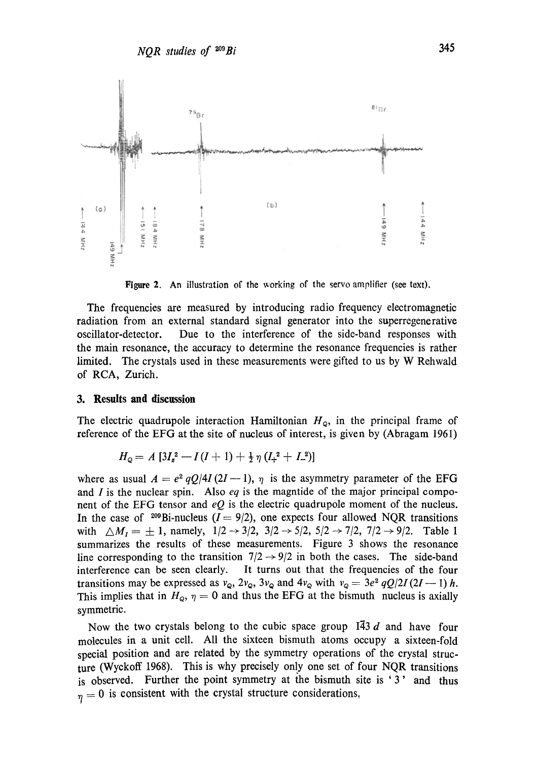Figure 2. An illustration of the working of the servo amplifier (see text).

The frequencies are measured by introducing radio frequency electromagnetic radiation from an external standard signal generator into the superregenerative oscillator-detector. Due to the interference of the side-band responses with the main resonance, the accuracy to determine the resonance frequencies is rather limited. The crystals used in these measurements were gifted to us by W Rehwald of RCA, Zurich.

## 3. Results and discussion

The electric quadrupole interaction Hamiltonian $H_Q$, in the principal frame of reference of the EFG at the site of nucleus of interest, is given by (Abragam 1961)

$$H_Q = A\,[3I_z^2 - I(I+1) + \tfrac{1}{2}\eta\,(I_+^2 + I_-^2)]$$

where as usual $A = e^2 qQ/4I(2I-1)$, $\eta$ is the asymmetry parameter of the EFG and $I$ is the nuclear spin. Also $eq$ is the magntide of the major principal component of the EFG tensor and $eQ$ is the electric quadrupole moment of the nucleus. In the case of $^{209}$Bi-nucleus ($I = 9/2$), one expects four allowed NQR transitions with $\triangle M_I = \pm 1$, namely, $1/2 \rightarrow 3/2$, $3/2 \rightarrow 5/2$, $5/2 \rightarrow 7/2$, $7/2 \rightarrow 9/2$. Table 1 summarizes the results of these measurements. Figure 3 shows the resonance line corresponding to the transition $7/2 \rightarrow 9/2$ in both the cases. The side-band interference can be seen clearly. It turns out that the frequencies of the four transitions may be expressed as $\nu_Q$, $2\nu_Q$, $3\nu_Q$ and $4\nu_Q$ with $\nu_Q = 3e^2 qQ/2I(2I-1)\,h$. This implies that in $H_Q$, $\eta = 0$ and thus the EFG at the bismuth nucleus is axially symmetric.

Now the two crystals belong to the cubic space group $I\bar{4}3\,d$ and have four molecules in a unit cell. All the sixteen bismuth atoms occupy a sixteen-fold special position and are related by the symmetry operations of the crystal structure (Wyckoff 1968). This is why precisely only one set of four NQR transitions is observed. Further the point symmetry at the bismuth site is '3' and thus $\eta = 0$ is consistent with the crystal structure considerations,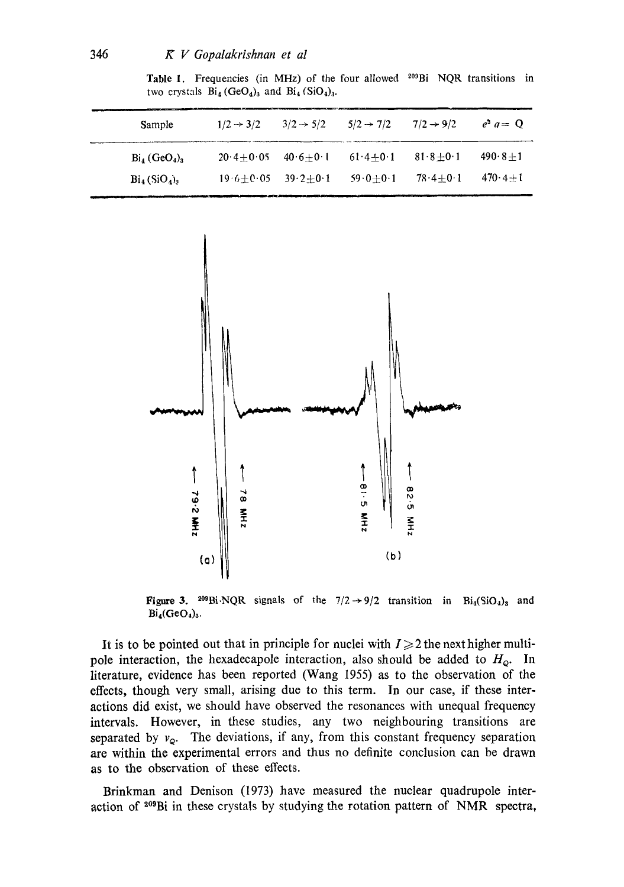Table 1. Frequencies (in MHz) of the four allowed $^{209}$Bi NQR transitions in two crystals $Bi_4(GeO_4)_3$ and $Bi_4(SiO_4)_3$.

| Sample | $1/2 \to 3/2$ | $3/2 \to 5/2$ | $5/2 \to 7/2$ | $7/2 \to 9/2$ | $e^2 q = Q$ |
|---|---|---|---|---|---|
| $Bi_4(GeO_4)_3$ | $20 \cdot 4 \pm 0 \cdot 05$ | $40 \cdot 6 \pm 0 \cdot 1$ | $61 \cdot 4 \pm 0 \cdot 1$ | $81 \cdot 8 \pm 0 \cdot 1$ | $490 \cdot 8 \pm 1$ |
| $Bi_4(SiO_4)_3$ | $19 \cdot 6 \pm 0 \cdot 05$ | $39 \cdot 2 \pm 0 \cdot 1$ | $59 \cdot 0 \pm 0 \cdot 1$ | $78 \cdot 4 \pm 0 \cdot 1$ | $470 \cdot 4 \pm 1$ |

Figure 3. $^{209}$Bi-NQR signals of the $7/2 \to 9/2$ transition in $Bi_4(SiO_4)_3$ and $Bi_4(GeO_4)_3$.

It is to be pointed out that in principle for nuclei with $I \geqslant 2$ the next higher multipole interaction, the hexadecapole interaction, also should be added to $H_Q$. In literature, evidence has been reported (Wang 1955) as to the observation of the effects, though very small, arising due to this term. In our case, if these interactions did exist, we should have observed the resonances with unequal frequency intervals. However, in these studies, any two neighbouring transitions are separated by $\nu_Q$. The deviations, if any, from this constant frequency separation are within the experimental errors and thus no definite conclusion can be drawn as to the observation of these effects.

Brinkman and Denison (1973) have measured the nuclear quadrupole interaction of $^{209}$Bi in these crystals by studying the rotation pattern of NMR spectra,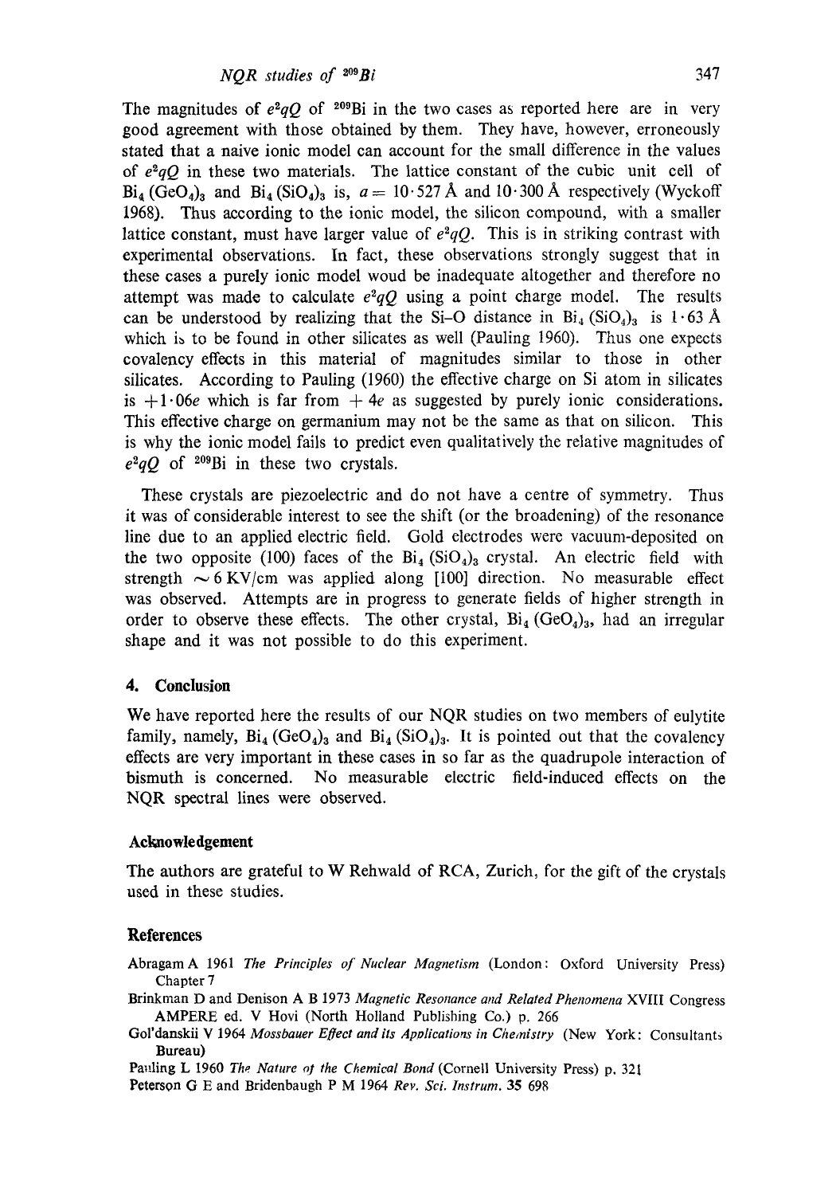The magnitudes of $e^2qQ$ of $^{209}$Bi in the two cases as reported here are in very good agreement with those obtained by them. They have, however, erroneously stated that a naive ionic model can account for the small difference in the values of $e^2qQ$ in these two materials. The lattice constant of the cubic unit cell of $Bi_4(GeO_4)_3$ and $Bi_4(SiO_4)_3$ is, $a = 10{\cdot}527$ Å and $10{\cdot}300$ Å respectively (Wyckoff 1968). Thus according to the ionic model, the silicon compound, with a smaller lattice constant, must have larger value of $e^2qQ$. This is in striking contrast with experimental observations. In fact, these observations strongly suggest that in these cases a purely ionic model woud be inadequate altogether and therefore no attempt was made to calculate $e^2qQ$ using a point charge model. The results can be understood by realizing that the Si–O distance in $Bi_4(SiO_4)_3$ is $1{\cdot}63$ Å which is to be found in other silicates as well (Pauling 1960). Thus one expects covalency effects in this material of magnitudes similar to those in other silicates. According to Pauling (1960) the effective charge on Si atom in silicates is $+1{\cdot}06e$ which is far from $+4e$ as suggested by purely ionic considerations. This effective charge on germanium may not be the same as that on silicon. This is why the ionic model fails to predict even qualitatively the relative magnitudes of $e^2qQ$ of $^{209}$Bi in these two crystals.

These crystals are piezoelectric and do not have a centre of symmetry. Thus it was of considerable interest to see the shift (or the broadening) of the resonance line due to an applied electric field. Gold electrodes were vacuum-deposited on the two opposite (100) faces of the $Bi_4(SiO_4)_3$ crystal. An electric field with strength $\sim 6$ KV/cm was applied along [100] direction. No measurable effect was observed. Attempts are in progress to generate fields of higher strength in order to observe these effects. The other crystal, $Bi_4(GeO_4)_3$, had an irregular shape and it was not possible to do this experiment.

## 4. Conclusion

We have reported here the results of our NQR studies on two members of eulytite family, namely, $Bi_4(GeO_4)_3$ and $Bi_4(SiO_4)_3$. It is pointed out that the covalency effects are very important in these cases in so far as the quadrupole interaction of bismuth is concerned. No measurable electric field-induced effects on the NQR spectral lines were observed.

## Acknowledgement

The authors are grateful to W Rehwald of RCA, Zurich, for the gift of the crystals used in these studies.

## References

Abragam A 1961 *The Principles of Nuclear Magnetism* (London: Oxford University Press) Chapter 7

Brinkman D and Denison A B 1973 *Magnetic Resonance and Related Phenomena* XVIII Congress AMPERE ed. V Hovi (North Holland Publishing Co.) p. 266

Gol'danskii V 1964 *Mossbauer Effect and its Applications in Chemistry* (New York: Consultants Bureau)

Pauling L 1960 *The Nature of the Chemical Bond* (Cornell University Press) p. 321

Peterson G E and Bridenbaugh P M 1964 *Rev. Sci. Instrum.* **35** 698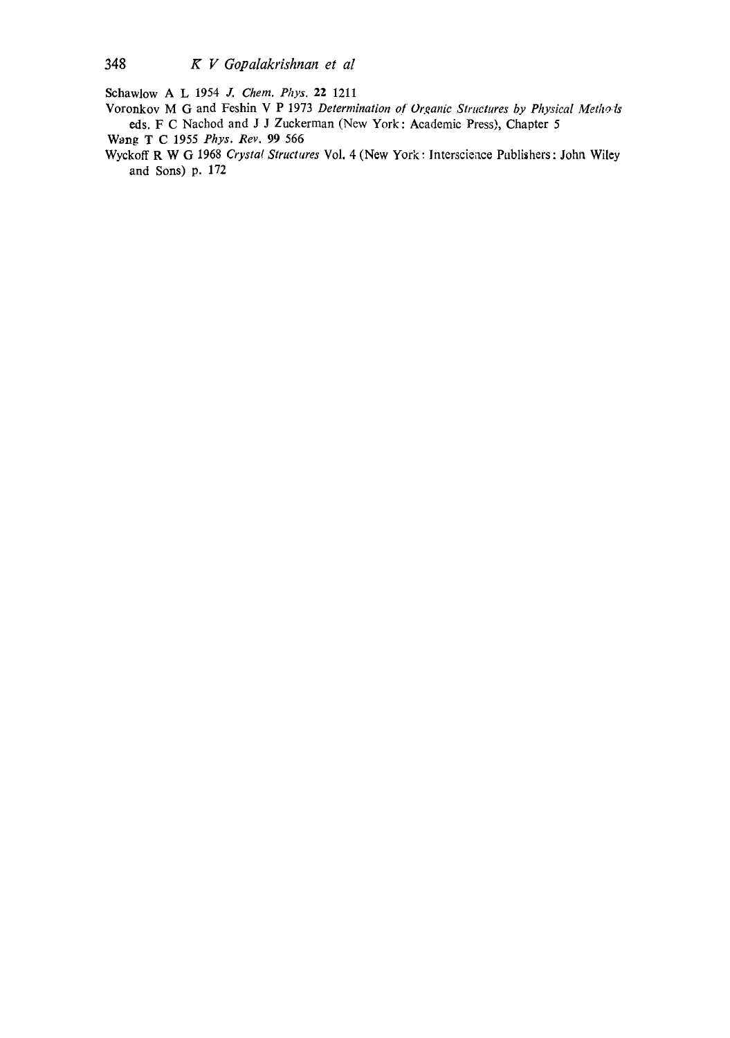Schawlow A L 1954 *J. Chem. Phys.* **22** 1211

Voronkov M G and Feshin V P 1973 *Determination of Organic Structures by Physical Methods* eds. F C Nachod and J J Zuckerman (New York: Academic Press), Chapter 5

Wang T C 1955 *Phys. Rev.* **99** 566

Wyckoff R W G 1968 *Crystal Structures* Vol. 4 (New York: Interscience Publishers: John Wiley and Sons) p. 172